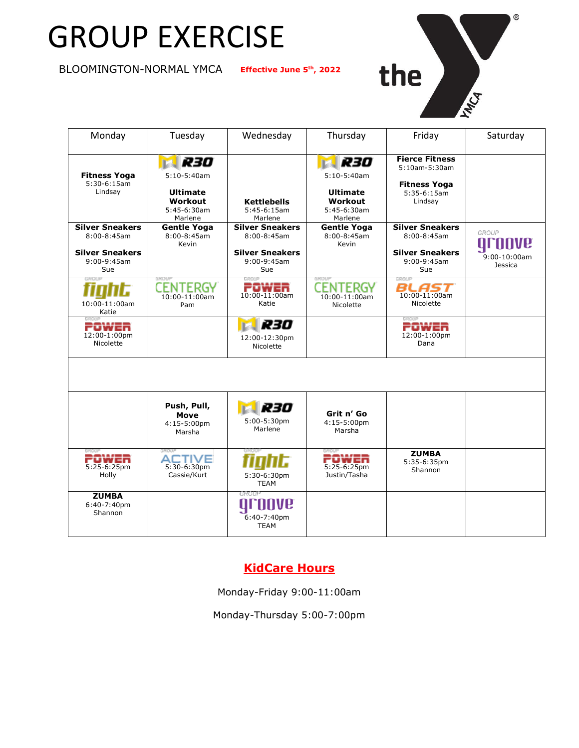# GROUP EXERCISE

BLOOMINGTON-NORMAL YMCA **Effective June 5th, 2022**

| Monday | Tuesday | Wednesday | Thursday | Friday | Saturday |
|---|---|---|---|---|---|
| **Fitness Yoga** 5:30-6:15am Lindsay | R30 5:10-5:40am **Ultimate Workout** 5:45-6:30am Marlene | **Kettlebells** 5:45-6:15am Marlene | R30 5:10-5:40am **Ultimate Workout** 5:45-6:30am Marlene | **Fierce Fitness** 5:10am-5:30am **Fitness Yoga** 5:35-6:15am Lindsay | |
| **Silver Sneakers** 8:00-8:45am **Silver Sneakers** 9:00-9:45am Sue | **Gentle Yoga** 8:00-8:45am Kevin | **Silver Sneakers** 8:00-8:45am **Silver Sneakers** 9:00-9:45am Sue | **Gentle Yoga** 8:00-8:45am Kevin | **Silver Sneakers** 8:00-8:45am **Silver Sneakers** 9:00-9:45am Sue | GROUP groove 9:00-10:00am Jessica |
| GROUP fight 10:00-11:00am Katie | GROUP CENTERGY 10:00-11:00am Pam | GROUP POWER 10:00-11:00am Katie | GROUP CENTERGY 10:00-11:00am Nicolette | GROUP BLAST 10:00-11:00am Nicolette | |
| GROUP POWER 12:00-1:00pm Nicolette | | R30 12:00-12:30pm Nicolette | | GROUP POWER 12:00-1:00pm Dana | |
| | | | | | |
| | **Push, Pull, Move** 4:15-5:00pm Marsha | R30 5:00-5:30pm Marlene | **Grit n' Go** 4:15-5:00pm Marsha | | |
| GROUP POWER 5:25-6:25pm Holly | GROUP ACTIVE 5:30-6:30pm Cassie/Kurt | GROUP fight 5:30-6:30pm TEAM | GROUP POWER 5:25-6:25pm Justin/Tasha | **ZUMBA** 5:35-6:35pm Shannon | |
| **ZUMBA** 6:40-7:40pm Shannon | | GROUP groove 6:40-7:40pm TEAM | | | |

## KidCare Hours

Monday-Friday 9:00-11:00am

Monday-Thursday 5:00-7:00pm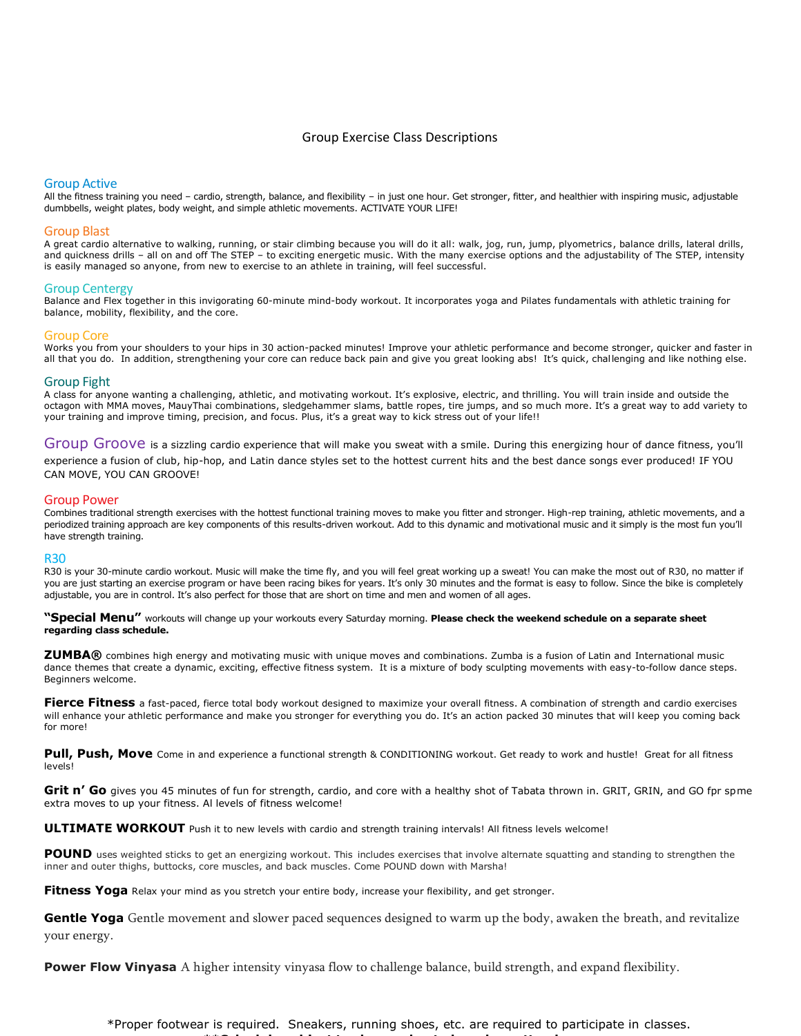# Group Exercise Class Descriptions

## Group Active

All the fitness training you need – cardio, strength, balance, and flexibility – in just one hour. Get stronger, fitter, and healthier with inspiring music, adjustable dumbbells, weight plates, body weight, and simple athletic movements. ACTIVATE YOUR LIFE!

## Group Blast

A great cardio alternative to walking, running, or stair climbing because you will do it all: walk, jog, run, jump, plyometrics, balance drills, lateral drills, and quickness drills – all on and off The STEP – to exciting energetic music. With the many exercise options and the adjustability of The STEP, intensity is easily managed so anyone, from new to exercise to an athlete in training, will feel successful.

## Group Centergy

Balance and Flex together in this invigorating 60-minute mind-body workout. It incorporates yoga and Pilates fundamentals with athletic training for balance, mobility, flexibility, and the core.

## Group Core

Works you from your shoulders to your hips in 30 action-packed minutes! Improve your athletic performance and become stronger, quicker and faster in all that you do. In addition, strengthening your core can reduce back pain and give you great looking abs! It's quick, challenging and like nothing else.

## Group Fight

A class for anyone wanting a challenging, athletic, and motivating workout. It's explosive, electric, and thrilling. You will train inside and outside the octagon with MMA moves, MauyThai combinations, sledgehammer slams, battle ropes, tire jumps, and so much more. It's a great way to add variety to your training and improve timing, precision, and focus. Plus, it's a great way to kick stress out of your life!!

**Group Groove** is a sizzling cardio experience that will make you sweat with a smile. During this energizing hour of dance fitness, you'll experience a fusion of club, hip-hop, and Latin dance styles set to the hottest current hits and the best dance songs ever produced! IF YOU CAN MOVE, YOU CAN GROOVE!

## Group Power

Combines traditional strength exercises with the hottest functional training moves to make you fitter and stronger. High-rep training, athletic movements, and a periodized training approach are key components of this results-driven workout. Add to this dynamic and motivational music and it simply is the most fun you'll have strength training.

## R30

R30 is your 30-minute cardio workout. Music will make the time fly, and you will feel great working up a sweat! You can make the most out of R30, no matter if you are just starting an exercise program or have been racing bikes for years. It's only 30 minutes and the format is easy to follow. Since the bike is completely adjustable, you are in control. It's also perfect for those that are short on time and men and women of all ages.

**"Special Menu"** workouts will change up your workouts every Saturday morning. **Please check the weekend schedule on a separate sheet regarding class schedule.**

**ZUMBA®** combines high energy and motivating music with unique moves and combinations. Zumba is a fusion of Latin and International music dance themes that create a dynamic, exciting, effective fitness system. It is a mixture of body sculpting movements with easy-to-follow dance steps. Beginners welcome.

**Fierce Fitness** a fast-paced, fierce total body workout designed to maximize your overall fitness. A combination of strength and cardio exercises will enhance your athletic performance and make you stronger for everything you do. It's an action packed 30 minutes that will keep you coming back for more!

**Pull, Push, Move** Come in and experience a functional strength & CONDITIONING workout. Get ready to work and hustle! Great for all fitness levels!

**Grit n' Go** gives you 45 minutes of fun for strength, cardio, and core with a healthy shot of Tabata thrown in. GRIT, GRIN, and GO fpr spme extra moves to up your fitness. Al levels of fitness welcome!

**ULTIMATE WORKOUT** Push it to new levels with cardio and strength training intervals! All fitness levels welcome!

**POUND** uses weighted sticks to get an energizing workout. This includes exercises that involve alternate squatting and standing to strengthen the inner and outer thighs, buttocks, core muscles, and back muscles. Come POUND down with Marsha!

**Fitness Yoga** Relax your mind as you stretch your entire body, increase your flexibility, and get stronger.

**Gentle Yoga** Gentle movement and slower paced sequences designed to warm up the body, awaken the breath, and revitalize your energy.

**Power Flow Vinyasa** A higher intensity vinyasa flow to challenge balance, build strength, and expand flexibility.

*Proper footwear is required. Sneakers, running shoes, etc. are required to participate in classes.